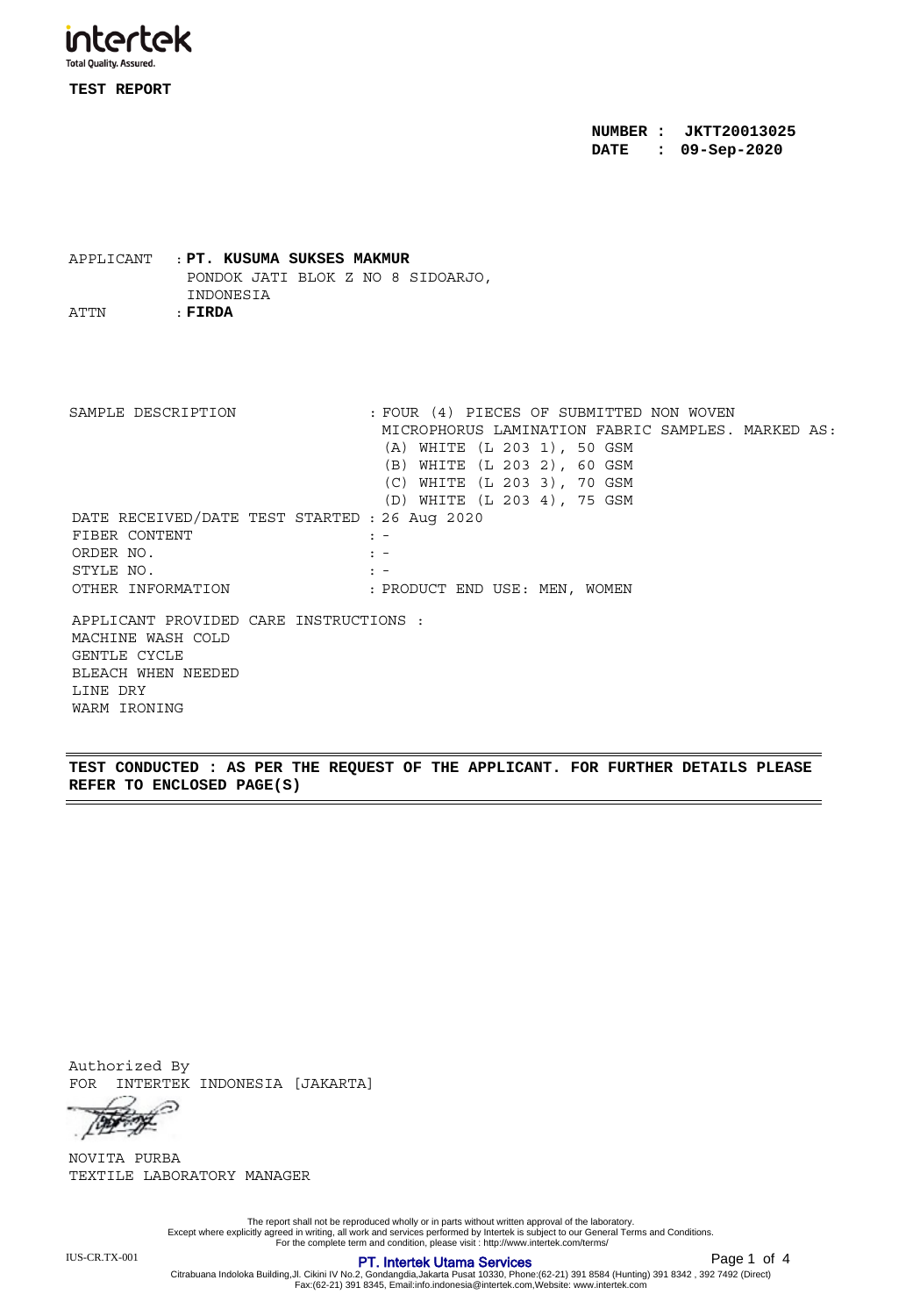intertek
Total Quality. Assured.

**TEST REPORT**

**NUMBER : JKTT20013025**
**DATE : 09-Sep-2020**

APPLICANT : **PT. KUSUMA SUKSES MAKMUR**
PONDOK JATI BLOK Z NO 8 SIDOARJO,
INDONESIA
ATTN : **FIRDA**

SAMPLE DESCRIPTION : FOUR (4) PIECES OF SUBMITTED NON WOVEN MICROPHORUS LAMINATION FABRIC SAMPLES. MARKED AS:
(A) WHITE (L 203 1), 50 GSM
(B) WHITE (L 203 2), 60 GSM
(C) WHITE (L 203 3), 70 GSM
(D) WHITE (L 203 4), 75 GSM

DATE RECEIVED/DATE TEST STARTED : 26 Aug 2020
FIBER CONTENT : -
ORDER NO. : -
STYLE NO. : -
OTHER INFORMATION : PRODUCT END USE: MEN, WOMEN

APPLICANT PROVIDED CARE INSTRUCTIONS :
MACHINE WASH COLD
GENTLE CYCLE
BLEACH WHEN NEEDED
LINE DRY
WARM IRONING

**TEST CONDUCTED : AS PER THE REQUEST OF THE APPLICANT. FOR FURTHER DETAILS PLEASE REFER TO ENCLOSED PAGE(S)**

Authorized By
FOR INTERTEK INDONESIA [JAKARTA]

NOVITA PURBA
TEXTILE LABORATORY MANAGER

The report shall not be reproduced wholly or in parts without written approval of the laboratory.
Except where explicitly agreed in writing, all work and services performed by Intertek is subject to our General Terms and Conditions.
For the complete term and condition, please visit : http://www.intertek.com/terms/

IUS-CR.TX-001

PT. Intertek Utama Services
Citrabuana Indoloka Building,Jl. Cikini IV No.2, Gondangdia,Jakarta Pusat 10330, Phone:(62-21) 391 8584 (Hunting) 391 8342 , 392 7492 (Direct)
Fax:(62-21) 391 8345, Email:info.indonesia@intertek.com,Website: www.intertek.com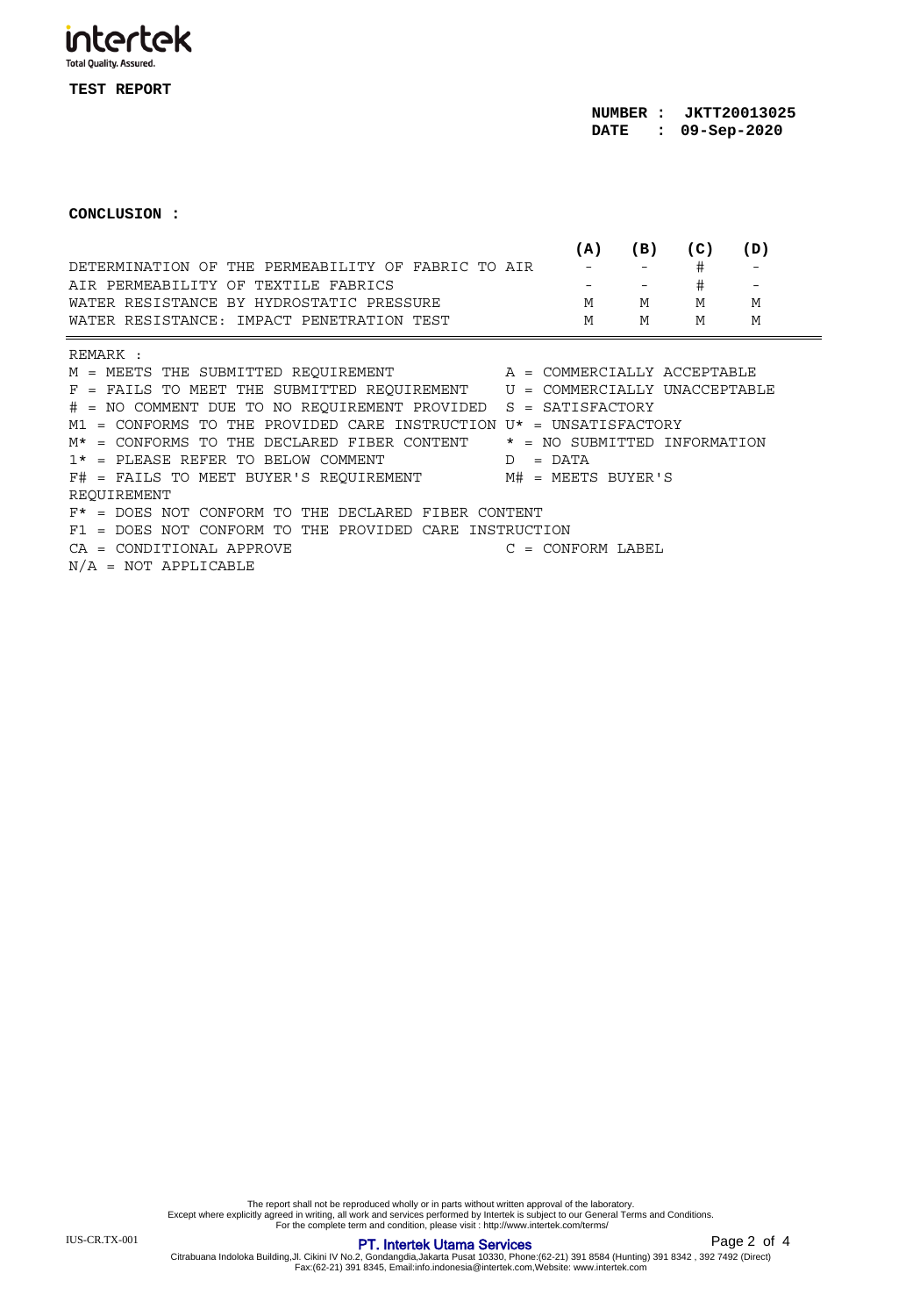**TEST REPORT**

**NUMBER : JKTT20013025**
**DATE : 09-Sep-2020**

**CONCLUSION :**

| | (A) | (B) | (C) | (D) |
|---|---|---|---|---|
| DETERMINATION OF THE PERMEABILITY OF FABRIC TO AIR | - | - | # | - |
| AIR PERMEABILITY OF TEXTILE FABRICS | - | - | # | - |
| WATER RESISTANCE BY HYDROSTATIC PRESSURE | M | M | M | M |
| WATER RESISTANCE: IMPACT PENETRATION TEST | M | M | M | M |

REMARK :

| | |
|---|---|
| M = MEETS THE SUBMITTED REQUIREMENT | A = COMMERCIALLY ACCEPTABLE |
| F = FAILS TO MEET THE SUBMITTED REQUIREMENT | U = COMMERCIALLY UNACCEPTABLE |
| # = NO COMMENT DUE TO NO REQUIREMENT PROVIDED | S = SATISFACTORY |
| M1 = CONFORMS TO THE PROVIDED CARE INSTRUCTION | U* = UNSATISFACTORY |
| M* = CONFORMS TO THE DECLARED FIBER CONTENT | * = NO SUBMITTED INFORMATION |
| 1* = PLEASE REFER TO BELOW COMMENT | D = DATA |
| F# = FAILS TO MEET BUYER'S REQUIREMENT | M# = MEETS BUYER'S REQUIREMENT |
| F* = DOES NOT CONFORM TO THE DECLARED FIBER CONTENT | |
| F1 = DOES NOT CONFORM TO THE PROVIDED CARE INSTRUCTION | |
| CA = CONDITIONAL APPROVE | C = CONFORM LABEL |
| N/A = NOT APPLICABLE | |

The report shall not be reproduced wholly or in parts without written approval of the laboratory.
Except where explicitly agreed in writing, all work and services performed by Intertek is subject to our General Terms and Conditions.
For the complete term and condition, please visit : http://www.intertek.com/terms/

IUS-CR.TX-001

**PT. Intertek Utama Services**

Citrabuana Indoloka Building,Jl. Cikini IV No.2, Gondangdia,Jakarta Pusat 10330, Phone:(62-21) 391 8584 (Hunting) 391 8342 , 392 7492 (Direct)
Fax:(62-21) 391 8345, Email:info.indonesia@intertek.com,Website: www.intertek.com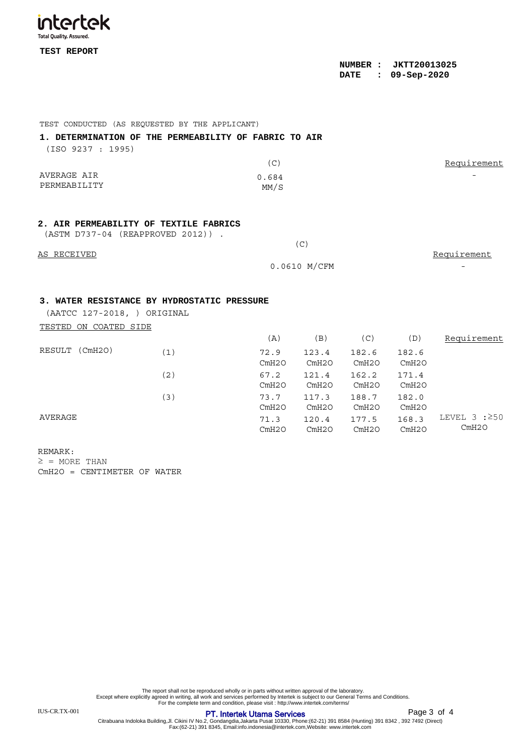**TEST REPORT**

**NUMBER : JKTT20013025**
**DATE : 09-Sep-2020**

TEST CONDUCTED (AS REQUESTED BY THE APPLICANT)

## 1. DETERMINATION OF THE PERMEABILITY OF FABRIC TO AIR

(ISO 9237 : 1995)

| | (C) | Requirement |
|---|---|---|
| AVERAGE AIR PERMEABILITY | 0.684 MM/S | - |

## 2. AIR PERMEABILITY OF TEXTILE FABRICS

(ASTM D737-04 (REAPPROVED 2012)) .

| | (C) | Requirement |
|---|---|---|
| AS RECEIVED | 0.0610 M/CFM | - |

## 3. WATER RESISTANCE BY HYDROSTATIC PRESSURE

(AATCC 127-2018, ) ORIGINAL

TESTED ON COATED SIDE

| | | (A) | (B) | (C) | (D) | Requirement |
|---|---|---|---|---|---|---|
| RESULT (CmH2O) | (1) | 72.9 CmH2O | 123.4 CmH2O | 182.6 CmH2O | 182.6 CmH2O | |
| | (2) | 67.2 CmH2O | 121.4 CmH2O | 162.2 CmH2O | 171.4 CmH2O | |
| | (3) | 73.7 CmH2O | 117.3 CmH2O | 188.7 CmH2O | 182.0 CmH2O | |
| AVERAGE | | 71.3 CmH2O | 120.4 CmH2O | 177.5 CmH2O | 168.3 CmH2O | LEVEL 3 : ≥50 CmH2O |

REMARK:

≥ = MORE THAN

CmH2O = CENTIMETER OF WATER

The report shall not be reproduced wholly or in parts without written approval of the laboratory.
Except where explicitly agreed in writing, all work and services performed by Intertek is subject to our General Terms and Conditions.
For the complete term and condition, please visit : http://www.intertek.com/terms/

IUS-CR.TX-001

**PT. Intertek Utama Services**

Citrabuana Indoloka Building,Jl. Cikini IV No.2, Gondangdia,Jakarta Pusat 10330, Phone:(62-21) 391 8584 (Hunting) 391 8342 , 392 7492 (Direct)
Fax:(62-21) 391 8345, Email:info.indonesia@intertek.com,Website: www.intertek.com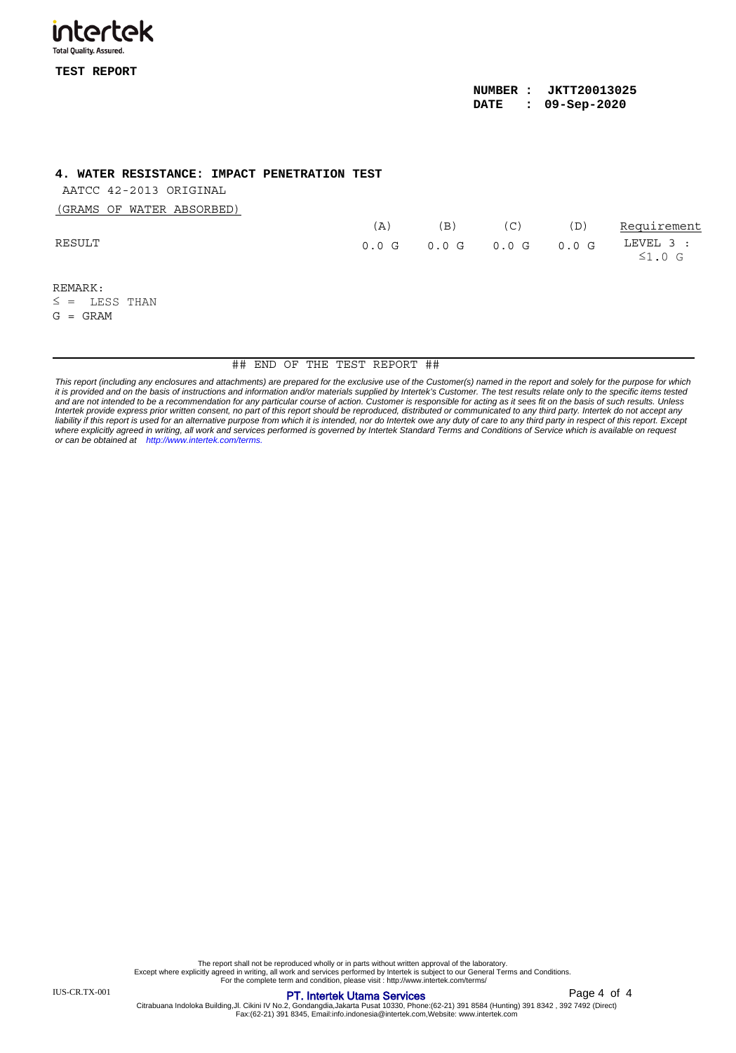**TEST REPORT**

**NUMBER : JKTT20013025**
**DATE : 09-Sep-2020**

**4. WATER RESISTANCE: IMPACT PENETRATION TEST**

AATCC 42-2013 ORIGINAL

(GRAMS OF WATER ABSORBED)

| | (A) | (B) | (C) | (D) | Requirement |
|---|---|---|---|---|---|
| RESULT | 0.0 G | 0.0 G | 0.0 G | 0.0 G | LEVEL 3 : ≤1.0 G |

REMARK:
≤ = LESS THAN
G = GRAM

## END OF THE TEST REPORT ##

*This report (including any enclosures and attachments) are prepared for the exclusive use of the Customer(s) named in the report and solely for the purpose for which it is provided and on the basis of instructions and information and/or materials supplied by Intertek's Customer. The test results relate only to the specific items tested and are not intended to be a recommendation for any particular course of action. Customer is responsible for acting as it sees fit on the basis of such results. Unless Intertek provide express prior written consent, no part of this report should be reproduced, distributed or communicated to any third party. Intertek do not accept any liability if this report is used for an alternative purpose from which it is intended, nor do Intertek owe any duty of care to any third party in respect of this report. Except where explicitly agreed in writing, all work and services performed is governed by Intertek Standard Terms and Conditions of Service which is available on request or can be obtained at http://www.intertek.com/terms.*

The report shall not be reproduced wholly or in parts without written approval of the laboratory.
Except where explicitly agreed in writing, all work and services performed by Intertek is subject to our General Terms and Conditions.
For the complete term and condition, please visit : http://www.intertek.com/terms/

IUS-CR.TX-001

**PT. Intertek Utama Services**

Citrabuana Indoloka Building,Jl. Cikini IV No.2, Gondangdia,Jakarta Pusat 10330, Phone:(62-21) 391 8584 (Hunting) 391 8342 , 392 7492 (Direct)
Fax:(62-21) 391 8345, Email:info.indonesia@intertek.com,Website: www.intertek.com